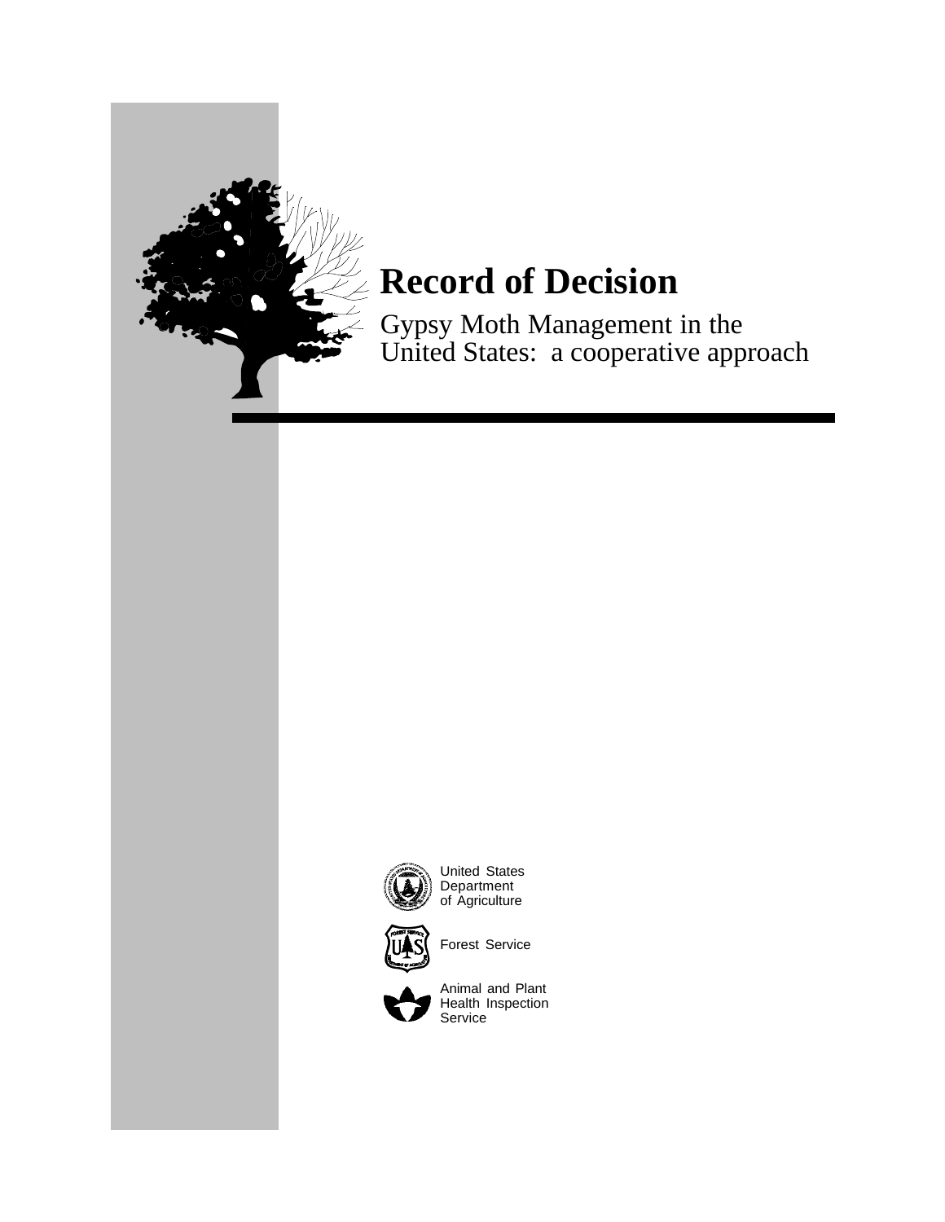# Record of Decision

Gypsy Moth Management in the United States: a cooperative approach

United States Department of Agriculture

Forest Service

Animal and Plant Health Inspection Service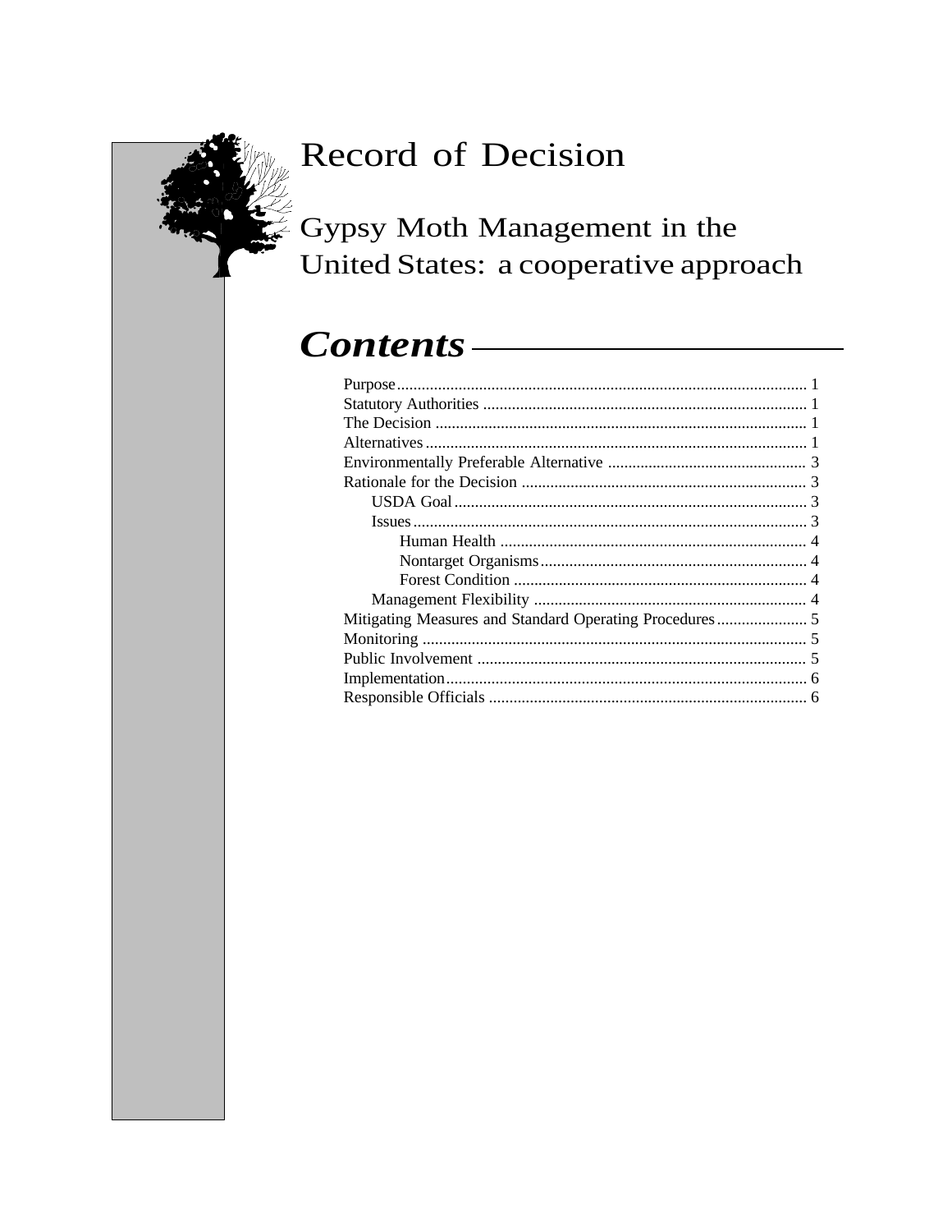# Record of Decision

## Gypsy Moth Management in the United States: a cooperative approach

## *Contents*

Purpose ........................................................................................ 1
Statutory Authorities ..................................................................... 1
The Decision ................................................................................ 1
Alternatives .................................................................................. 1
Environmentally Preferable Alternative ......................................... 3
Rationale for the Decision ............................................................ 3
  USDA Goal ............................................................................... 3
  Issues ....................................................................................... 3
    Human Health ........................................................................ 4
    Nontarget Organisms .............................................................. 4
    Forest Condition ..................................................................... 4
  Management Flexibility ............................................................. 4
Mitigating Measures and Standard Operating Procedures ................ 5
Monitoring .................................................................................... 5
Public Involvement ....................................................................... 5
Implementation ............................................................................. 6
Responsible Officials .................................................................... 6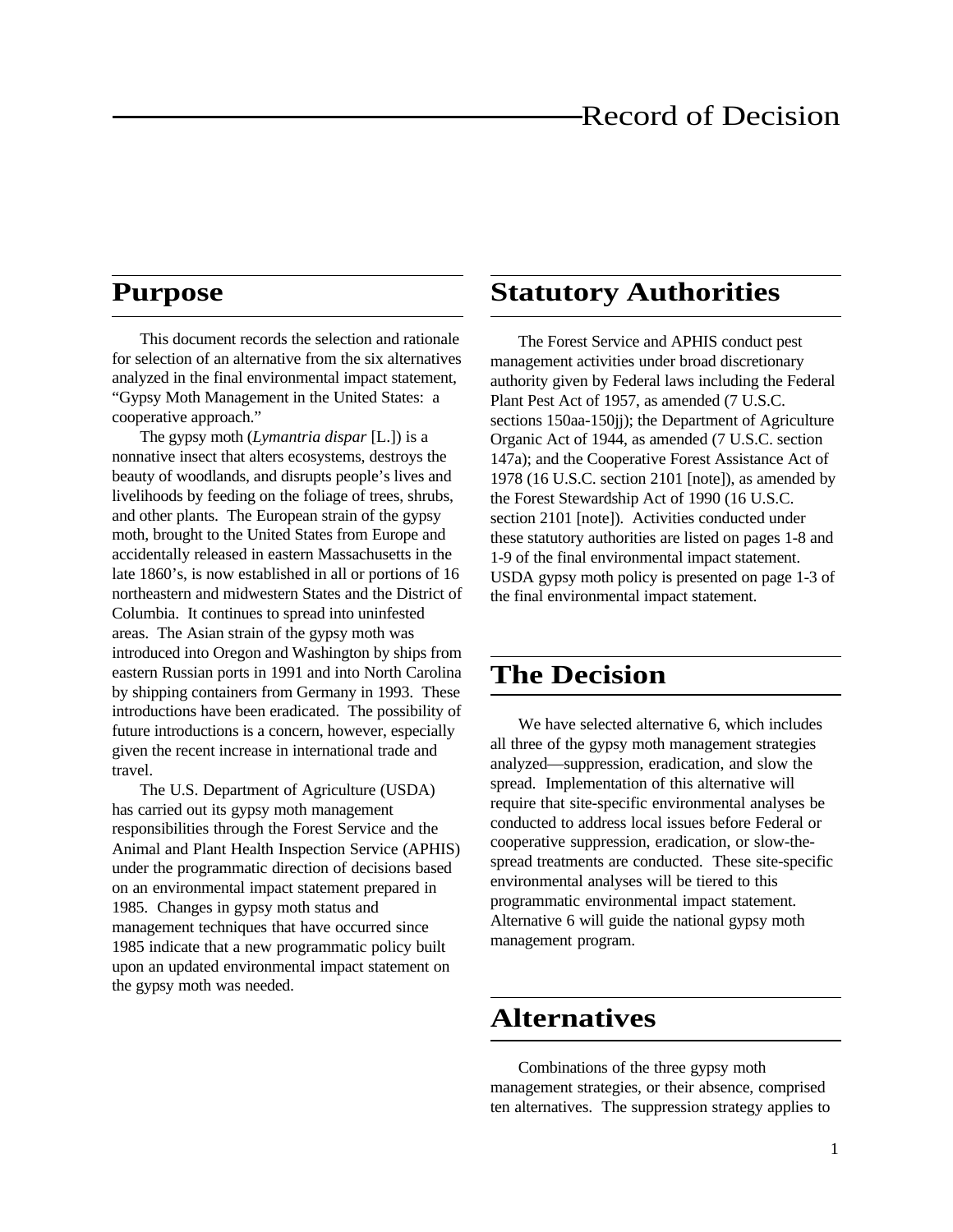# Record of Decision

## Purpose

This document records the selection and rationale for selection of an alternative from the six alternatives analyzed in the final environmental impact statement, "Gypsy Moth Management in the United States: a cooperative approach."

The gypsy moth (*Lymantria dispar* [L.]) is a nonnative insect that alters ecosystems, destroys the beauty of woodlands, and disrupts people's lives and livelihoods by feeding on the foliage of trees, shrubs, and other plants. The European strain of the gypsy moth, brought to the United States from Europe and accidentally released in eastern Massachusetts in the late 1860's, is now established in all or portions of 16 northeastern and midwestern States and the District of Columbia. It continues to spread into uninfested areas. The Asian strain of the gypsy moth was introduced into Oregon and Washington by ships from eastern Russian ports in 1991 and into North Carolina by shipping containers from Germany in 1993. These introductions have been eradicated. The possibility of future introductions is a concern, however, especially given the recent increase in international trade and travel.

The U.S. Department of Agriculture (USDA) has carried out its gypsy moth management responsibilities through the Forest Service and the Animal and Plant Health Inspection Service (APHIS) under the programmatic direction of decisions based on an environmental impact statement prepared in 1985. Changes in gypsy moth status and management techniques that have occurred since 1985 indicate that a new programmatic policy built upon an updated environmental impact statement on the gypsy moth was needed.

## Statutory Authorities

The Forest Service and APHIS conduct pest management activities under broad discretionary authority given by Federal laws including the Federal Plant Pest Act of 1957, as amended (7 U.S.C. sections 150aa-150jj); the Department of Agriculture Organic Act of 1944, as amended (7 U.S.C. section 147a); and the Cooperative Forest Assistance Act of 1978 (16 U.S.C. section 2101 [note]), as amended by the Forest Stewardship Act of 1990 (16 U.S.C. section 2101 [note]). Activities conducted under these statutory authorities are listed on pages 1-8 and 1-9 of the final environmental impact statement. USDA gypsy moth policy is presented on page 1-3 of the final environmental impact statement.

## The Decision

We have selected alternative 6, which includes all three of the gypsy moth management strategies analyzed—suppression, eradication, and slow the spread. Implementation of this alternative will require that site-specific environmental analyses be conducted to address local issues before Federal or cooperative suppression, eradication, or slow-the-spread treatments are conducted. These site-specific environmental analyses will be tiered to this programmatic environmental impact statement. Alternative 6 will guide the national gypsy moth management program.

## Alternatives

Combinations of the three gypsy moth management strategies, or their absence, comprised ten alternatives. The suppression strategy applies to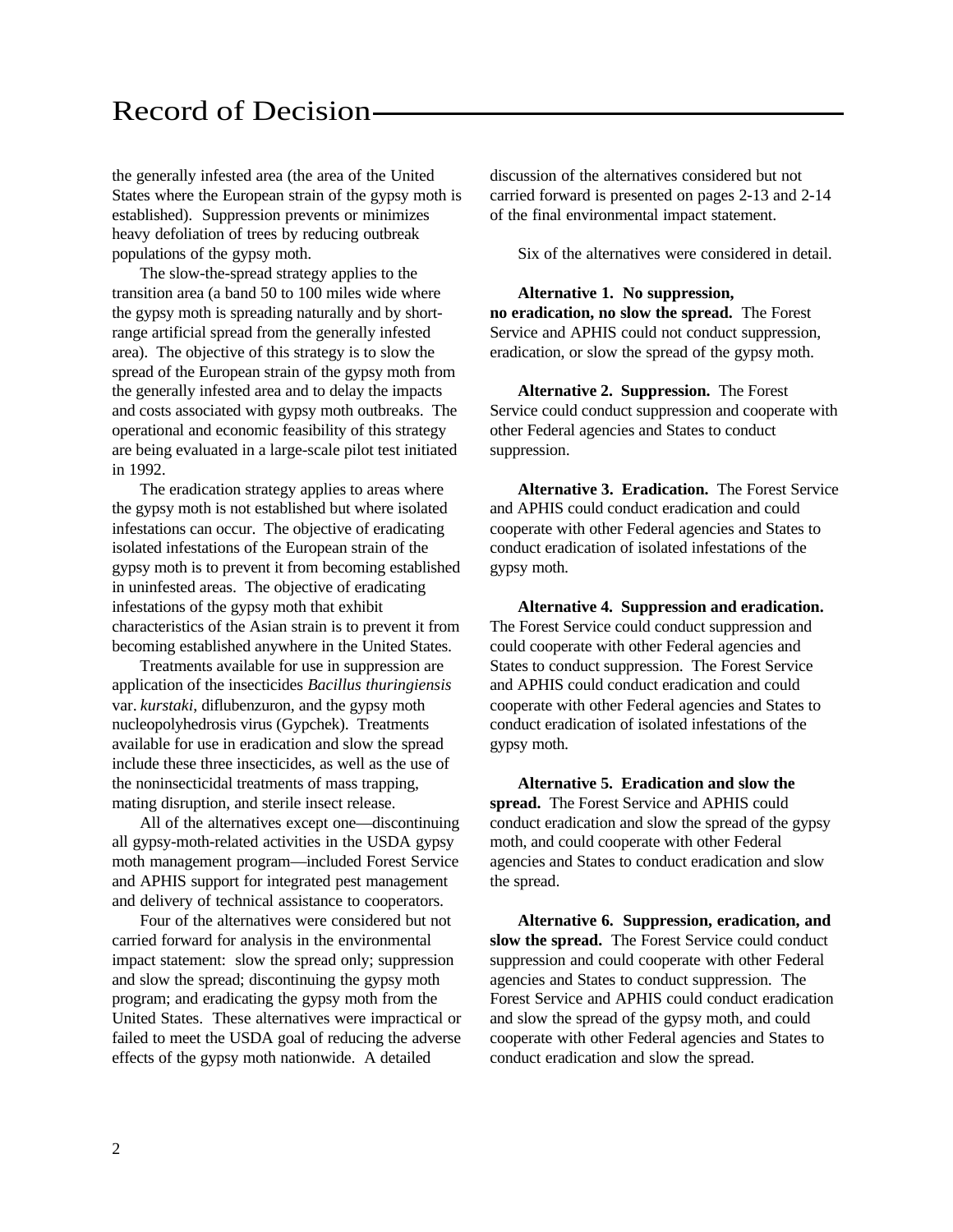the generally infested area (the area of the United States where the European strain of the gypsy moth is established). Suppression prevents or minimizes heavy defoliation of trees by reducing outbreak populations of the gypsy moth.

The slow-the-spread strategy applies to the transition area (a band 50 to 100 miles wide where the gypsy moth is spreading naturally and by short-range artificial spread from the generally infested area). The objective of this strategy is to slow the spread of the European strain of the gypsy moth from the generally infested area and to delay the impacts and costs associated with gypsy moth outbreaks. The operational and economic feasibility of this strategy are being evaluated in a large-scale pilot test initiated in 1992.

The eradication strategy applies to areas where the gypsy moth is not established but where isolated infestations can occur. The objective of eradicating isolated infestations of the European strain of the gypsy moth is to prevent it from becoming established in uninfested areas. The objective of eradicating infestations of the gypsy moth that exhibit characteristics of the Asian strain is to prevent it from becoming established anywhere in the United States.

Treatments available for use in suppression are application of the insecticides *Bacillus thuringiensis* var. *kurstaki*, diflubenzuron, and the gypsy moth nucleopolyhedrosis virus (Gypchek). Treatments available for use in eradication and slow the spread include these three insecticides, as well as the use of the noninsecticidal treatments of mass trapping, mating disruption, and sterile insect release.

All of the alternatives except one—discontinuing all gypsy-moth-related activities in the USDA gypsy moth management program—included Forest Service and APHIS support for integrated pest management and delivery of technical assistance to cooperators.

Four of the alternatives were considered but not carried forward for analysis in the environmental impact statement: slow the spread only; suppression and slow the spread; discontinuing the gypsy moth program; and eradicating the gypsy moth from the United States. These alternatives were impractical or failed to meet the USDA goal of reducing the adverse effects of the gypsy moth nationwide. A detailed discussion of the alternatives considered but not carried forward is presented on pages 2-13 and 2-14 of the final environmental impact statement.

Six of the alternatives were considered in detail.

**Alternative 1. No suppression, no eradication, no slow the spread.** The Forest Service and APHIS could not conduct suppression, eradication, or slow the spread of the gypsy moth.

**Alternative 2. Suppression.** The Forest Service could conduct suppression and cooperate with other Federal agencies and States to conduct suppression.

**Alternative 3. Eradication.** The Forest Service and APHIS could conduct eradication and could cooperate with other Federal agencies and States to conduct eradication of isolated infestations of the gypsy moth.

**Alternative 4. Suppression and eradication.** The Forest Service could conduct suppression and could cooperate with other Federal agencies and States to conduct suppression. The Forest Service and APHIS could conduct eradication and could cooperate with other Federal agencies and States to conduct eradication of isolated infestations of the gypsy moth.

**Alternative 5. Eradication and slow the spread.** The Forest Service and APHIS could conduct eradication and slow the spread of the gypsy moth, and could cooperate with other Federal agencies and States to conduct eradication and slow the spread.

**Alternative 6. Suppression, eradication, and slow the spread.** The Forest Service could conduct suppression and could cooperate with other Federal agencies and States to conduct suppression. The Forest Service and APHIS could conduct eradication and slow the spread of the gypsy moth, and could cooperate with other Federal agencies and States to conduct eradication and slow the spread.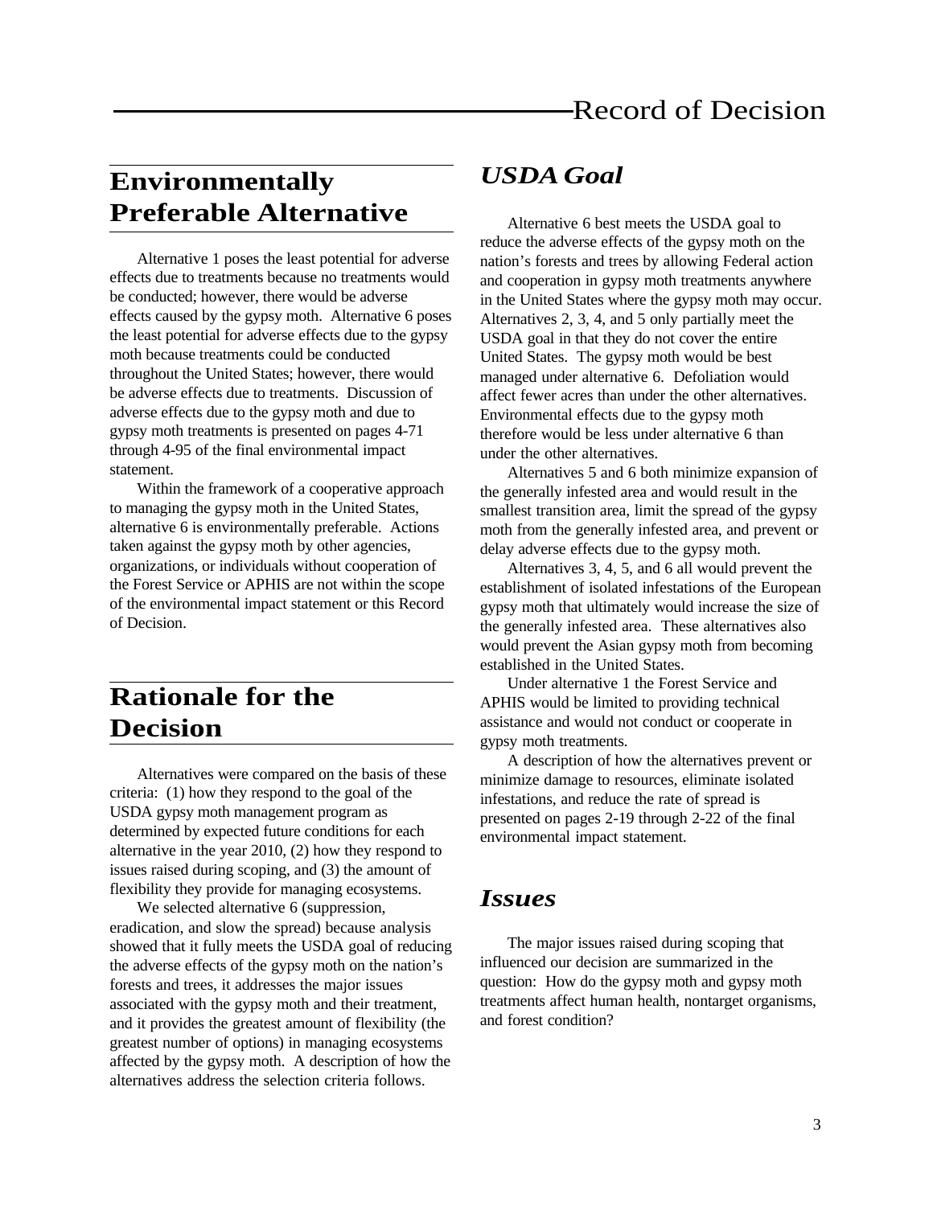## Environmentally Preferable Alternative

Alternative 1 poses the least potential for adverse effects due to treatments because no treatments would be conducted; however, there would be adverse effects caused by the gypsy moth. Alternative 6 poses the least potential for adverse effects due to the gypsy moth because treatments could be conducted throughout the United States; however, there would be adverse effects due to treatments. Discussion of adverse effects due to the gypsy moth and due to gypsy moth treatments is presented on pages 4-71 through 4-95 of the final environmental impact statement.

Within the framework of a cooperative approach to managing the gypsy moth in the United States, alternative 6 is environmentally preferable. Actions taken against the gypsy moth by other agencies, organizations, or individuals without cooperation of the Forest Service or APHIS are not within the scope of the environmental impact statement or this Record of Decision.

## Rationale for the Decision

Alternatives were compared on the basis of these criteria: (1) how they respond to the goal of the USDA gypsy moth management program as determined by expected future conditions for each alternative in the year 2010, (2) how they respond to issues raised during scoping, and (3) the amount of flexibility they provide for managing ecosystems.

We selected alternative 6 (suppression, eradication, and slow the spread) because analysis showed that it fully meets the USDA goal of reducing the adverse effects of the gypsy moth on the nation's forests and trees, it addresses the major issues associated with the gypsy moth and their treatment, and it provides the greatest amount of flexibility (the greatest number of options) in managing ecosystems affected by the gypsy moth. A description of how the alternatives address the selection criteria follows.

### *USDA Goal*

Alternative 6 best meets the USDA goal to reduce the adverse effects of the gypsy moth on the nation's forests and trees by allowing Federal action and cooperation in gypsy moth treatments anywhere in the United States where the gypsy moth may occur. Alternatives 2, 3, 4, and 5 only partially meet the USDA goal in that they do not cover the entire United States. The gypsy moth would be best managed under alternative 6. Defoliation would affect fewer acres than under the other alternatives. Environmental effects due to the gypsy moth therefore would be less under alternative 6 than under the other alternatives.

Alternatives 5 and 6 both minimize expansion of the generally infested area and would result in the smallest transition area, limit the spread of the gypsy moth from the generally infested area, and prevent or delay adverse effects due to the gypsy moth.

Alternatives 3, 4, 5, and 6 all would prevent the establishment of isolated infestations of the European gypsy moth that ultimately would increase the size of the generally infested area. These alternatives also would prevent the Asian gypsy moth from becoming established in the United States.

Under alternative 1 the Forest Service and APHIS would be limited to providing technical assistance and would not conduct or cooperate in gypsy moth treatments.

A description of how the alternatives prevent or minimize damage to resources, eliminate isolated infestations, and reduce the rate of spread is presented on pages 2-19 through 2-22 of the final environmental impact statement.

### *Issues*

The major issues raised during scoping that influenced our decision are summarized in the question: How do the gypsy moth and gypsy moth treatments affect human health, nontarget organisms, and forest condition?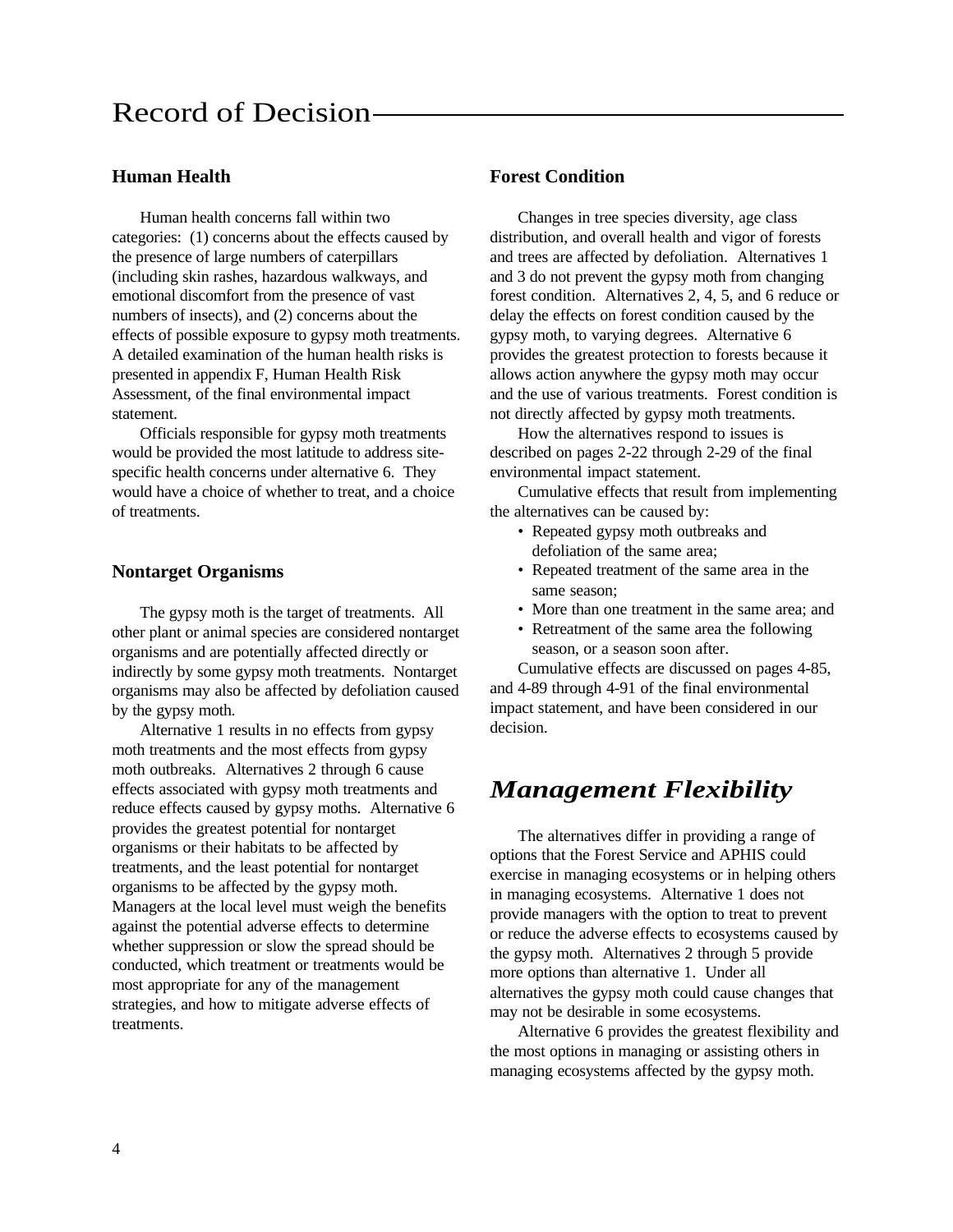### Human Health

Human health concerns fall within two categories: (1) concerns about the effects caused by the presence of large numbers of caterpillars (including skin rashes, hazardous walkways, and emotional discomfort from the presence of vast numbers of insects), and (2) concerns about the effects of possible exposure to gypsy moth treatments. A detailed examination of the human health risks is presented in appendix F, Human Health Risk Assessment, of the final environmental impact statement.

Officials responsible for gypsy moth treatments would be provided the most latitude to address site-specific health concerns under alternative 6. They would have a choice of whether to treat, and a choice of treatments.

### Nontarget Organisms

The gypsy moth is the target of treatments. All other plant or animal species are considered nontarget organisms and are potentially affected directly or indirectly by some gypsy moth treatments. Nontarget organisms may also be affected by defoliation caused by the gypsy moth.

Alternative 1 results in no effects from gypsy moth treatments and the most effects from gypsy moth outbreaks. Alternatives 2 through 6 cause effects associated with gypsy moth treatments and reduce effects caused by gypsy moths. Alternative 6 provides the greatest potential for nontarget organisms or their habitats to be affected by treatments, and the least potential for nontarget organisms to be affected by the gypsy moth. Managers at the local level must weigh the benefits against the potential adverse effects to determine whether suppression or slow the spread should be conducted, which treatment or treatments would be most appropriate for any of the management strategies, and how to mitigate adverse effects of treatments.

### Forest Condition

Changes in tree species diversity, age class distribution, and overall health and vigor of forests and trees are affected by defoliation. Alternatives 1 and 3 do not prevent the gypsy moth from changing forest condition. Alternatives 2, 4, 5, and 6 reduce or delay the effects on forest condition caused by the gypsy moth, to varying degrees. Alternative 6 provides the greatest protection to forests because it allows action anywhere the gypsy moth may occur and the use of various treatments. Forest condition is not directly affected by gypsy moth treatments.

How the alternatives respond to issues is described on pages 2-22 through 2-29 of the final environmental impact statement.

Cumulative effects that result from implementing the alternatives can be caused by:

- Repeated gypsy moth outbreaks and defoliation of the same area;
- Repeated treatment of the same area in the same season;
- More than one treatment in the same area; and
- Retreatment of the same area the following season, or a season soon after.

Cumulative effects are discussed on pages 4-85, and 4-89 through 4-91 of the final environmental impact statement, and have been considered in our decision.

## *Management Flexibility*

The alternatives differ in providing a range of options that the Forest Service and APHIS could exercise in managing ecosystems or in helping others in managing ecosystems. Alternative 1 does not provide managers with the option to treat to prevent or reduce the adverse effects to ecosystems caused by the gypsy moth. Alternatives 2 through 5 provide more options than alternative 1. Under all alternatives the gypsy moth could cause changes that may not be desirable in some ecosystems.

Alternative 6 provides the greatest flexibility and the most options in managing or assisting others in managing ecosystems affected by the gypsy moth.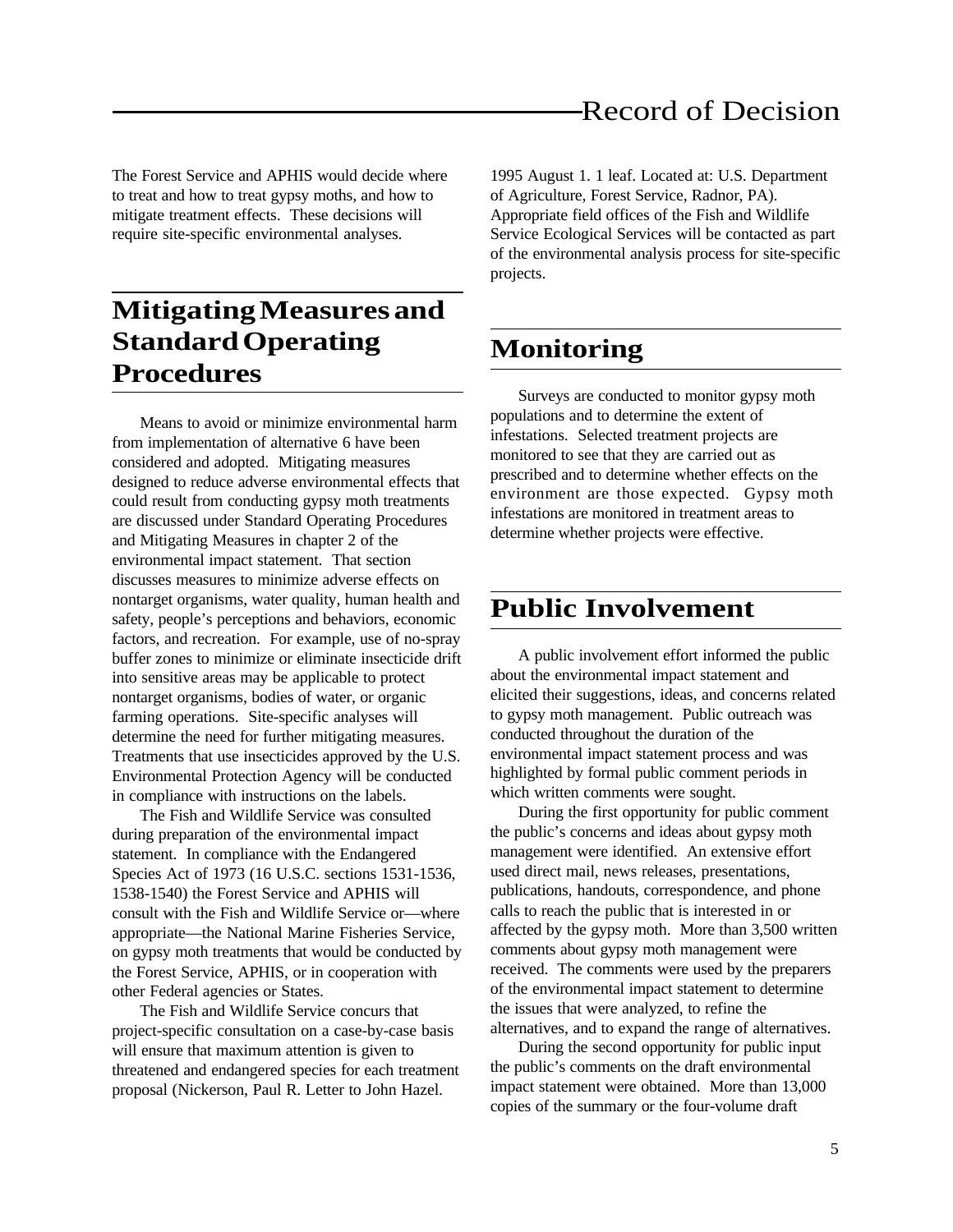The Forest Service and APHIS would decide where to treat and how to treat gypsy moths, and how to mitigate treatment effects. These decisions will require site-specific environmental analyses.

## Mitigating Measures and Standard Operating Procedures

Means to avoid or minimize environmental harm from implementation of alternative 6 have been considered and adopted. Mitigating measures designed to reduce adverse environmental effects that could result from conducting gypsy moth treatments are discussed under Standard Operating Procedures and Mitigating Measures in chapter 2 of the environmental impact statement. That section discusses measures to minimize adverse effects on nontarget organisms, water quality, human health and safety, people's perceptions and behaviors, economic factors, and recreation. For example, use of no-spray buffer zones to minimize or eliminate insecticide drift into sensitive areas may be applicable to protect nontarget organisms, bodies of water, or organic farming operations. Site-specific analyses will determine the need for further mitigating measures. Treatments that use insecticides approved by the U.S. Environmental Protection Agency will be conducted in compliance with instructions on the labels.

The Fish and Wildlife Service was consulted during preparation of the environmental impact statement. In compliance with the Endangered Species Act of 1973 (16 U.S.C. sections 1531-1536, 1538-1540) the Forest Service and APHIS will consult with the Fish and Wildlife Service or—where appropriate—the National Marine Fisheries Service, on gypsy moth treatments that would be conducted by the Forest Service, APHIS, or in cooperation with other Federal agencies or States.

The Fish and Wildlife Service concurs that project-specific consultation on a case-by-case basis will ensure that maximum attention is given to threatened and endangered species for each treatment proposal (Nickerson, Paul R. Letter to John Hazel. 1995 August 1. 1 leaf. Located at: U.S. Department of Agriculture, Forest Service, Radnor, PA). Appropriate field offices of the Fish and Wildlife Service Ecological Services will be contacted as part of the environmental analysis process for site-specific projects.

## Monitoring

Surveys are conducted to monitor gypsy moth populations and to determine the extent of infestations. Selected treatment projects are monitored to see that they are carried out as prescribed and to determine whether effects on the environment are those expected. Gypsy moth infestations are monitored in treatment areas to determine whether projects were effective.

## Public Involvement

A public involvement effort informed the public about the environmental impact statement and elicited their suggestions, ideas, and concerns related to gypsy moth management. Public outreach was conducted throughout the duration of the environmental impact statement process and was highlighted by formal public comment periods in which written comments were sought.

During the first opportunity for public comment the public's concerns and ideas about gypsy moth management were identified. An extensive effort used direct mail, news releases, presentations, publications, handouts, correspondence, and phone calls to reach the public that is interested in or affected by the gypsy moth. More than 3,500 written comments about gypsy moth management were received. The comments were used by the preparers of the environmental impact statement to determine the issues that were analyzed, to refine the alternatives, and to expand the range of alternatives.

During the second opportunity for public input the public's comments on the draft environmental impact statement were obtained. More than 13,000 copies of the summary or the four-volume draft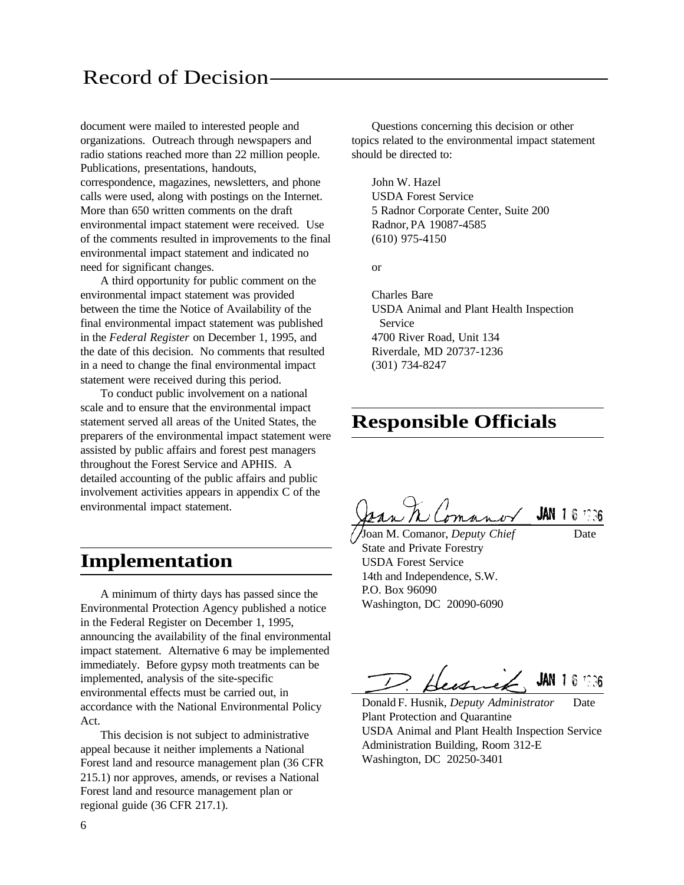document were mailed to interested people and organizations. Outreach through newspapers and radio stations reached more than 22 million people. Publications, presentations, handouts, correspondence, magazines, newsletters, and phone calls were used, along with postings on the Internet. More than 650 written comments on the draft environmental impact statement were received. Use of the comments resulted in improvements to the final environmental impact statement and indicated no need for significant changes.

A third opportunity for public comment on the environmental impact statement was provided between the time the Notice of Availability of the final environmental impact statement was published in the *Federal Register* on December 1, 1995, and the date of this decision. No comments that resulted in a need to change the final environmental impact statement were received during this period.

To conduct public involvement on a national scale and to ensure that the environmental impact statement served all areas of the United States, the preparers of the environmental impact statement were assisted by public affairs and forest pest managers throughout the Forest Service and APHIS. A detailed accounting of the public affairs and public involvement activities appears in appendix C of the environmental impact statement.

## Implementation

A minimum of thirty days has passed since the Environmental Protection Agency published a notice in the Federal Register on December 1, 1995, announcing the availability of the final environmental impact statement. Alternative 6 may be implemented immediately. Before gypsy moth treatments can be implemented, analysis of the site-specific environmental effects must be carried out, in accordance with the National Environmental Policy Act.

This decision is not subject to administrative appeal because it neither implements a National Forest land and resource management plan (36 CFR 215.1) nor approves, amends, or revises a National Forest land and resource management plan or regional guide (36 CFR 217.1).

Questions concerning this decision or other topics related to the environmental impact statement should be directed to:

John W. Hazel
USDA Forest Service
5 Radnor Corporate Center, Suite 200
Radnor, PA 19087-4585
(610) 975-4150

or

Charles Bare
USDA Animal and Plant Health Inspection Service
4700 River Road, Unit 134
Riverdale, MD 20737-1236
(301) 734-8247

## Responsible Officials

Joan M. Comanor — JAN 16 1996

Joan M. Comanor, *Deputy Chief* — Date
State and Private Forestry
USDA Forest Service
14th and Independence, S.W.
P.O. Box 96090
Washington, DC 20090-6090

D. Husnik — JAN 16 1996

Donald F. Husnik, *Deputy Administrator* — Date
Plant Protection and Quarantine
USDA Animal and Plant Health Inspection Service
Administration Building, Room 312-E
Washington, DC 20250-3401